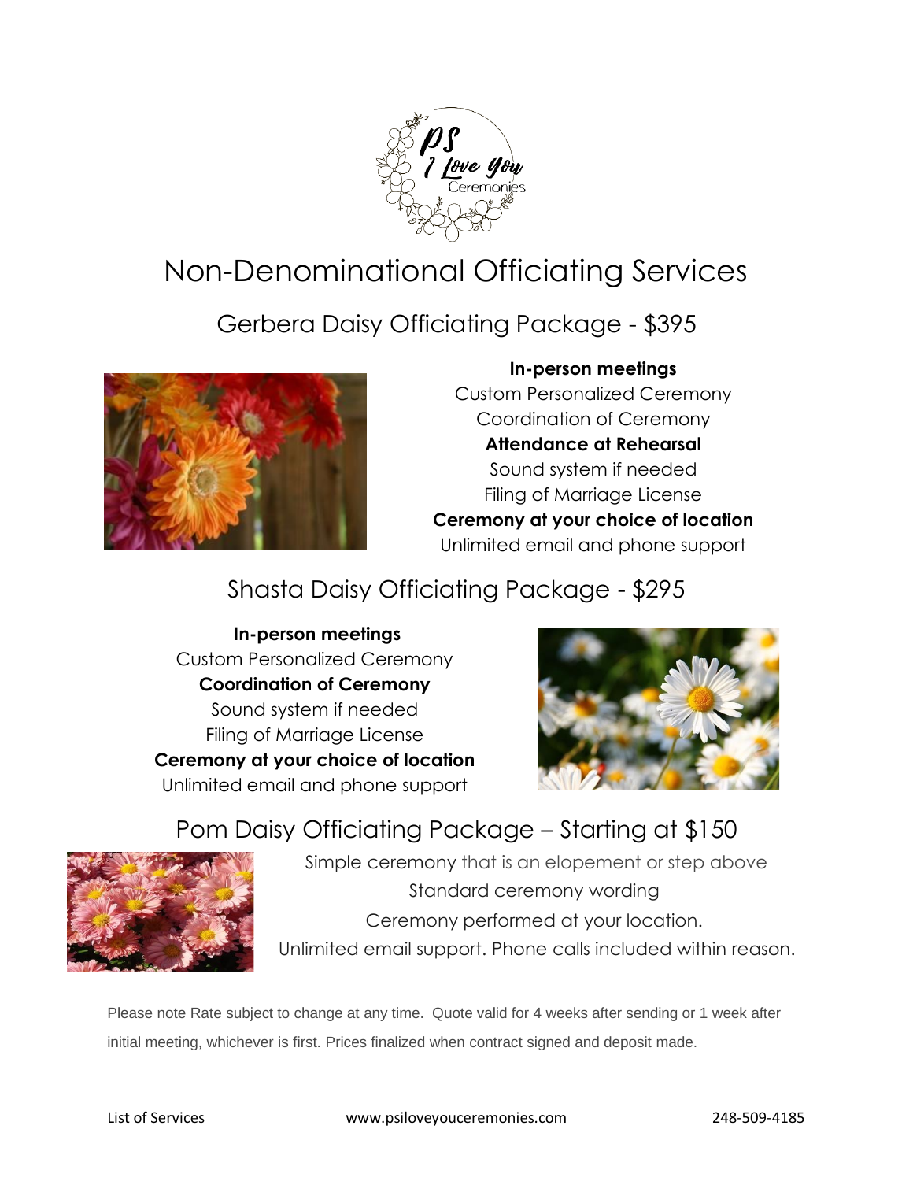# Non-Denominational Officiating Services

## Gerbera Daisy Officiating Package - $395

**In-person meetings**
Custom Personalized Ceremony
Coordination of Ceremony
**Attendance at Rehearsal**
Sound system if needed
Filing of Marriage License
**Ceremony at your choice of location**
Unlimited email and phone support

## Shasta Daisy Officiating Package - $295

**In-person meetings**
Custom Personalized Ceremony
**Coordination of Ceremony**
Sound system if needed
Filing of Marriage License
**Ceremony at your choice of location**
Unlimited email and phone support

## Pom Daisy Officiating Package – Starting at $150

Simple ceremony that is an elopement or step above
Standard ceremony wording
Ceremony performed at your location.
Unlimited email support. Phone calls included within reason.

Please note Rate subject to change at any time. Quote valid for 4 weeks after sending or 1 week after initial meeting, whichever is first. Prices finalized when contract signed and deposit made.

List of Services www.psiloveyouceremonies.com 248-509-4185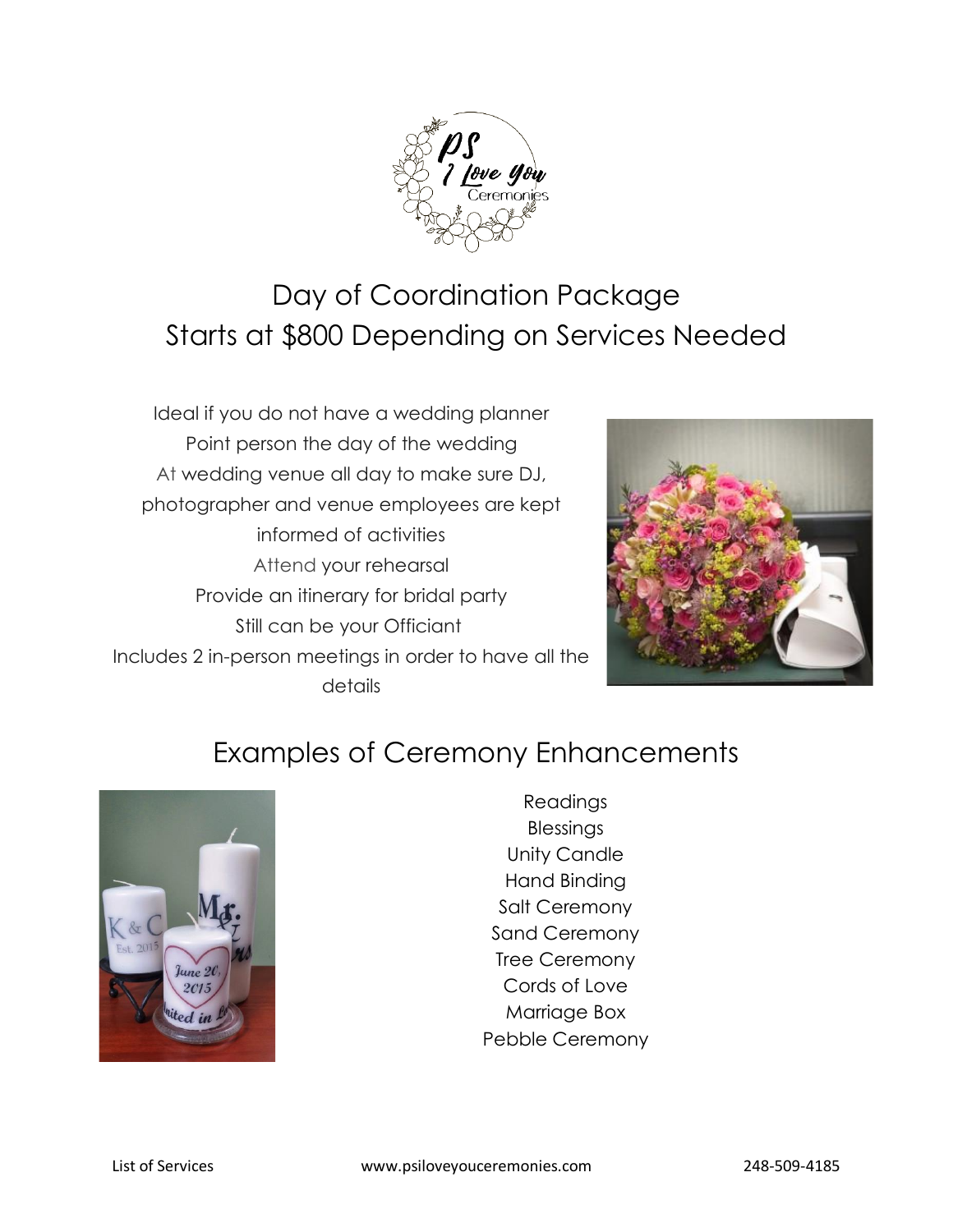# Day of Coordination Package
## Starts at $800 Depending on Services Needed

Ideal if you do not have a wedding planner
Point person the day of the wedding
At wedding venue all day to make sure DJ, photographer and venue employees are kept informed of activities
Attend your rehearsal
Provide an itinerary for bridal party
Still can be your Officiant
Includes 2 in-person meetings in order to have all the details

## Examples of Ceremony Enhancements

Readings
Blessings
Unity Candle
Hand Binding
Salt Ceremony
Sand Ceremony
Tree Ceremony
Cords of Love
Marriage Box
Pebble Ceremony

List of Services www.psiloveyouceremonies.com 248-509-4185